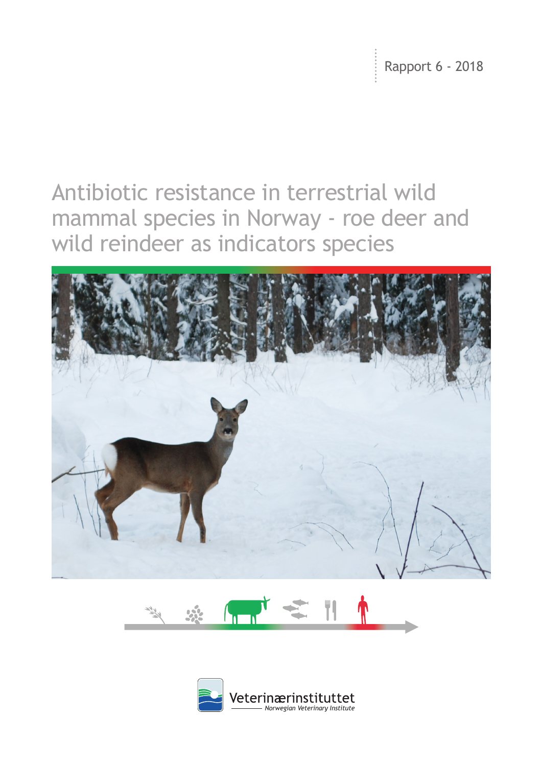Rapport 6 - 2018

# Antibiotic resistance in terrestrial wild mammal species in Norway - roe deer and wild reindeer as indicators species

Veterinærinstituttet

*Norwegian Veterinary Institute*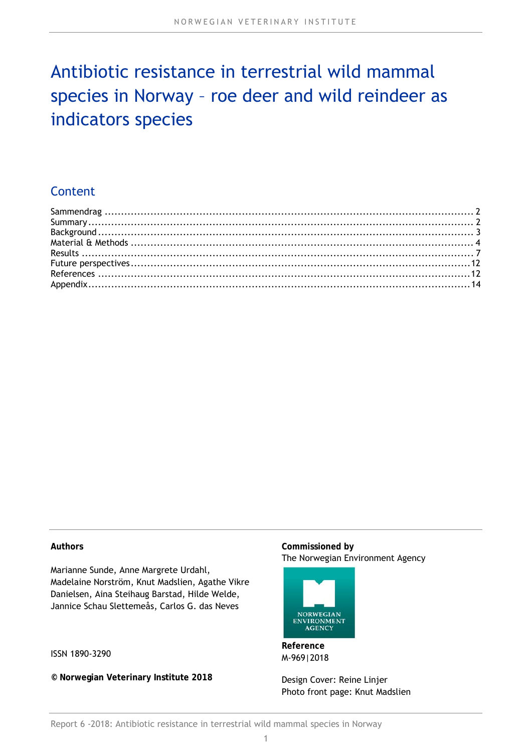# Antibiotic resistance in terrestrial wild mammal species in Norway – roe deer and wild reindeer as indicators species

## Content

Sammendrag ........................................................................................................ 2
Summary ............................................................................................................. 2
Background .......................................................................................................... 3
Material & Methods ............................................................................................... 4
Results ................................................................................................................ 7
Future perspectives ............................................................................................. 12
References ......................................................................................................... 12
Appendix ............................................................................................................ 14

**Authors**

Marianne Sunde, Anne Margrete Urdahl, Madelaine Norström, Knut Madslien, Agathe Vikre Danielsen, Aina Steihaug Barstad, Hilde Welde, Jannice Schau Slettemeås, Carlos G. das Neves

ISSN 1890-3290

**© Norwegian Veterinary Institute 2018**

**Commissioned by**
The Norwegian Environment Agency

NORWEGIAN ENVIRONMENT AGENCY

**Reference**
M-969|2018

Design Cover: Reine Linjer
Photo front page: Knut Madslien

Report 6 -2018: Antibiotic resistance in terrestrial wild mammal species in Norway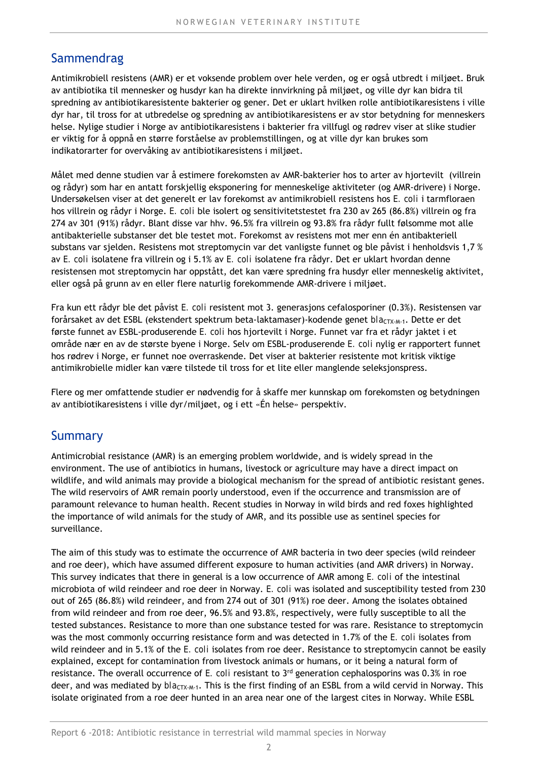## Sammendrag

Antimikrobiell resistens (AMR) er et voksende problem over hele verden, og er også utbredt i miljøet. Bruk av antibiotika til mennesker og husdyr kan ha direkte innvirkning på miljøet, og ville dyr kan bidra til spredning av antibiotikaresistente bakterier og gener. Det er uklart hvilken rolle antibiotikaresistens i ville dyr har, til tross for at utbredelse og spredning av antibiotikaresistens er av stor betydning for menneskers helse. Nylige studier i Norge av antibiotikaresistens i bakterier fra villfugl og rødrev viser at slike studier er viktig for å oppnå en større forståelse av problemstillingen, og at ville dyr kan brukes som indikatorarter for overvåking av antibiotikaresistens i miljøet.

Målet med denne studien var å estimere forekomsten av AMR-bakterier hos to arter av hjortevilt (villrein og rådyr) som har en antatt forskjellig eksponering for menneskelige aktiviteter (og AMR-drivere) i Norge. Undersøkelsen viser at det generelt er lav forekomst av antimikrobiell resistens hos *E. coli* i tarmfloraen hos villrein og rådyr i Norge. *E. coli* ble isolert og sensitivitetstestet fra 230 av 265 (86.8%) villrein og fra 274 av 301 (91%) rådyr. Blant disse var hhv. 96.5% fra villrein og 93.8% fra rådyr fullt følsomme mot alle antibakterielle substanser det ble testet mot. Forekomst av resistens mot mer enn én antibakteriell substans var sjelden. Resistens mot streptomycin var det vanligste funnet og ble påvist i henholdsvis 1,7 % av *E. coli* isolatene fra villrein og i 5.1% av *E. coli* isolatene fra rådyr. Det er uklart hvordan denne resistensen mot streptomycin har oppstått, det kan være spredning fra husdyr eller menneskelig aktivitet, eller også på grunn av en eller flere naturlig forekommende AMR-drivere i miljøet.

Fra kun ett rådyr ble det påvist *E. coli* resistent mot 3. generasjons cefalosporiner (0.3%). Resistensen var forårsaket av det ESBL (ekstendert spektrum beta-laktamaser)-kodende genet $bla_{CTX-M-1}$. Dette er det første funnet av ESBL-produserende *E. coli* hos hjortevilt i Norge. Funnet var fra et rådyr jaktet i et område nær en av de største byene i Norge. Selv om ESBL-produserende *E. coli* nylig er rapportert funnet hos rødrev i Norge, er funnet noe overraskende. Det viser at bakterier resistente mot kritisk viktige antimikrobielle midler kan være tilstede til tross for et lite eller manglende seleksjonspress.

Flere og mer omfattende studier er nødvendig for å skaffe mer kunnskap om forekomsten og betydningen av antibiotikaresistens i ville dyr/miljøet, og i ett «Én helse» perspektiv.

## Summary

Antimicrobial resistance (AMR) is an emerging problem worldwide, and is widely spread in the environment. The use of antibiotics in humans, livestock or agriculture may have a direct impact on wildlife, and wild animals may provide a biological mechanism for the spread of antibiotic resistant genes. The wild reservoirs of AMR remain poorly understood, even if the occurrence and transmission are of paramount relevance to human health. Recent studies in Norway in wild birds and red foxes highlighted the importance of wild animals for the study of AMR, and its possible use as sentinel species for surveillance.

The aim of this study was to estimate the occurrence of AMR bacteria in two deer species (wild reindeer and roe deer), which have assumed different exposure to human activities (and AMR drivers) in Norway. This survey indicates that there in general is a low occurrence of AMR among *E. coli* of the intestinal microbiota of wild reindeer and roe deer in Norway. *E. coli* was isolated and susceptibility tested from 230 out of 265 (86.8%) wild reindeer, and from 274 out of 301 (91%) roe deer. Among the isolates obtained from wild reindeer and from roe deer, 96.5% and 93.8%, respectively, were fully susceptible to all the tested substances. Resistance to more than one substance tested for was rare. Resistance to streptomycin was the most commonly occurring resistance form and was detected in 1.7% of the *E. coli* isolates from wild reindeer and in 5.1% of the *E. coli* isolates from roe deer. Resistance to streptomycin cannot be easily explained, except for contamination from livestock animals or humans, or it being a natural form of resistance. The overall occurrence of *E. coli* resistant to 3$^{rd}$ generation cephalosporins was 0.3% in roe deer, and was mediated by $bla_{CTX-M-1}$. This is the first finding of an ESBL from a wild cervid in Norway. This isolate originated from a roe deer hunted in an area near one of the largest cites in Norway. While ESBL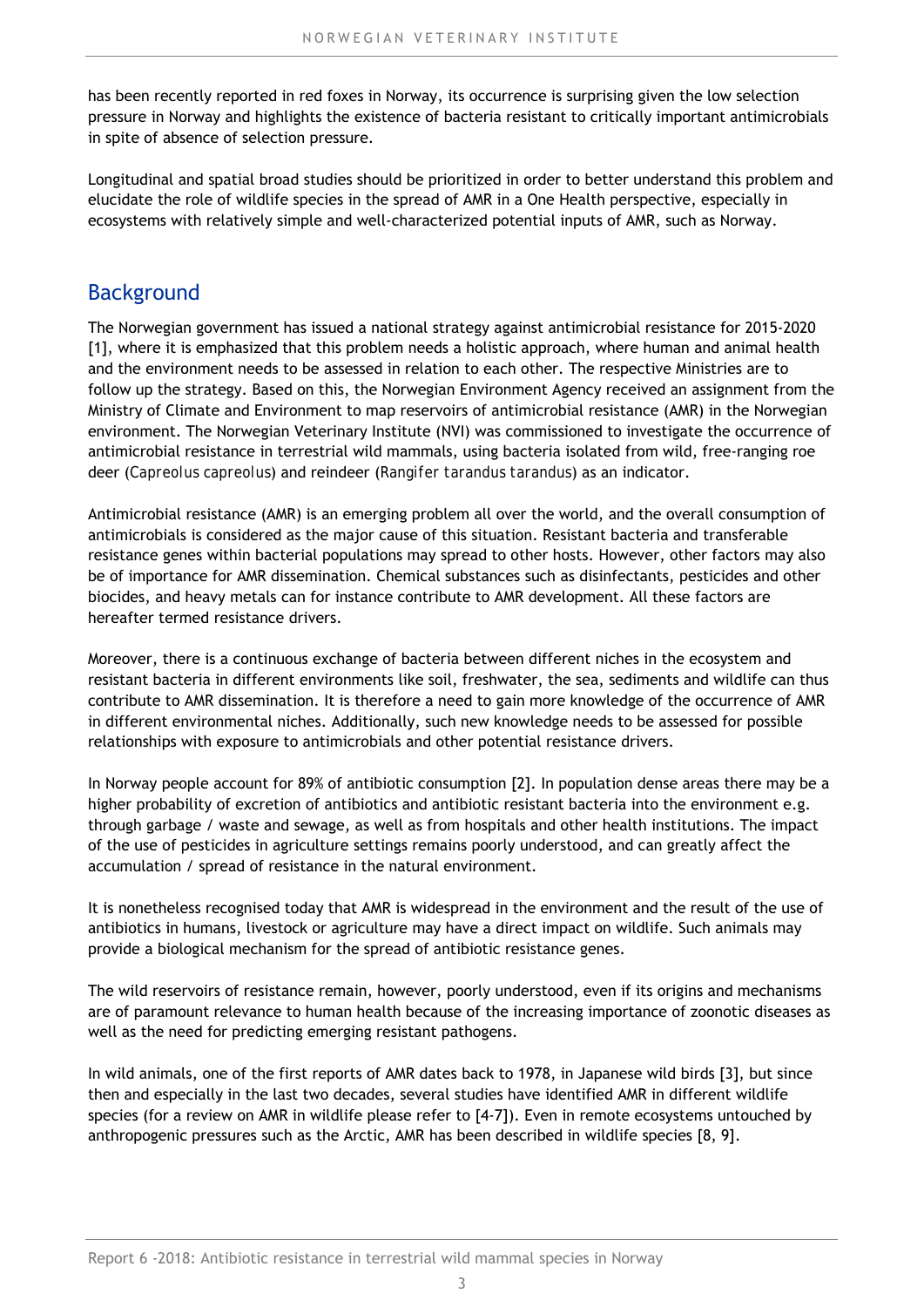has been recently reported in red foxes in Norway, its occurrence is surprising given the low selection pressure in Norway and highlights the existence of bacteria resistant to critically important antimicrobials in spite of absence of selection pressure.

Longitudinal and spatial broad studies should be prioritized in order to better understand this problem and elucidate the role of wildlife species in the spread of AMR in a One Health perspective, especially in ecosystems with relatively simple and well-characterized potential inputs of AMR, such as Norway.

## Background

The Norwegian government has issued a national strategy against antimicrobial resistance for 2015-2020 [1], where it is emphasized that this problem needs a holistic approach, where human and animal health and the environment needs to be assessed in relation to each other. The respective Ministries are to follow up the strategy. Based on this, the Norwegian Environment Agency received an assignment from the Ministry of Climate and Environment to map reservoirs of antimicrobial resistance (AMR) in the Norwegian environment. The Norwegian Veterinary Institute (NVI) was commissioned to investigate the occurrence of antimicrobial resistance in terrestrial wild mammals, using bacteria isolated from wild, free-ranging roe deer (*Capreolus capreolus*) and reindeer (*Rangifer tarandus tarandus*) as an indicator.

Antimicrobial resistance (AMR) is an emerging problem all over the world, and the overall consumption of antimicrobials is considered as the major cause of this situation. Resistant bacteria and transferable resistance genes within bacterial populations may spread to other hosts. However, other factors may also be of importance for AMR dissemination. Chemical substances such as disinfectants, pesticides and other biocides, and heavy metals can for instance contribute to AMR development. All these factors are hereafter termed resistance drivers.

Moreover, there is a continuous exchange of bacteria between different niches in the ecosystem and resistant bacteria in different environments like soil, freshwater, the sea, sediments and wildlife can thus contribute to AMR dissemination. It is therefore a need to gain more knowledge of the occurrence of AMR in different environmental niches. Additionally, such new knowledge needs to be assessed for possible relationships with exposure to antimicrobials and other potential resistance drivers.

In Norway people account for 89% of antibiotic consumption [2]. In population dense areas there may be a higher probability of excretion of antibiotics and antibiotic resistant bacteria into the environment e.g. through garbage / waste and sewage, as well as from hospitals and other health institutions. The impact of the use of pesticides in agriculture settings remains poorly understood, and can greatly affect the accumulation / spread of resistance in the natural environment.

It is nonetheless recognised today that AMR is widespread in the environment and the result of the use of antibiotics in humans, livestock or agriculture may have a direct impact on wildlife. Such animals may provide a biological mechanism for the spread of antibiotic resistance genes.

The wild reservoirs of resistance remain, however, poorly understood, even if its origins and mechanisms are of paramount relevance to human health because of the increasing importance of zoonotic diseases as well as the need for predicting emerging resistant pathogens.

In wild animals, one of the first reports of AMR dates back to 1978, in Japanese wild birds [3], but since then and especially in the last two decades, several studies have identified AMR in different wildlife species (for a review on AMR in wildlife please refer to [4-7]). Even in remote ecosystems untouched by anthropogenic pressures such as the Arctic, AMR has been described in wildlife species [8, 9].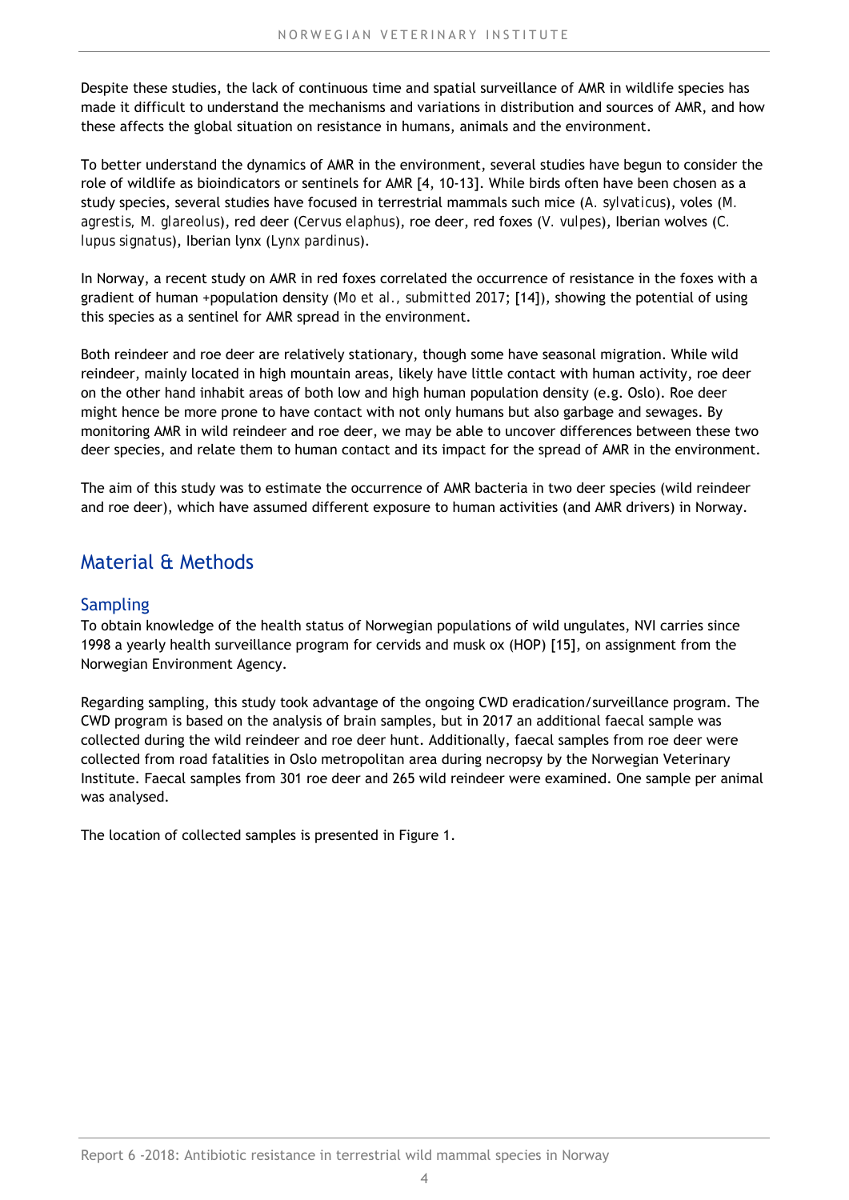Despite these studies, the lack of continuous time and spatial surveillance of AMR in wildlife species has made it difficult to understand the mechanisms and variations in distribution and sources of AMR, and how these affects the global situation on resistance in humans, animals and the environment.

To better understand the dynamics of AMR in the environment, several studies have begun to consider the role of wildlife as bioindicators or sentinels for AMR [4, 10-13]. While birds often have been chosen as a study species, several studies have focused in terrestrial mammals such mice (*A. sylvaticus*), voles (*M. agrestis, M. glareolus*), red deer (*Cervus elaphus*), roe deer, red foxes (*V. vulpes*), Iberian wolves (*C. lupus signatus*), Iberian lynx (*Lynx pardinus*).

In Norway, a recent study on AMR in red foxes correlated the occurrence of resistance in the foxes with a gradient of human +population density (*Mo et al., submitted* 2017; [14]), showing the potential of using this species as a sentinel for AMR spread in the environment.

Both reindeer and roe deer are relatively stationary, though some have seasonal migration. While wild reindeer, mainly located in high mountain areas, likely have little contact with human activity, roe deer on the other hand inhabit areas of both low and high human population density (e.g. Oslo). Roe deer might hence be more prone to have contact with not only humans but also garbage and sewages. By monitoring AMR in wild reindeer and roe deer, we may be able to uncover differences between these two deer species, and relate them to human contact and its impact for the spread of AMR in the environment.

The aim of this study was to estimate the occurrence of AMR bacteria in two deer species (wild reindeer and roe deer), which have assumed different exposure to human activities (and AMR drivers) in Norway.

## Material & Methods

### Sampling

To obtain knowledge of the health status of Norwegian populations of wild ungulates, NVI carries since 1998 a yearly health surveillance program for cervids and musk ox (HOP) [15], on assignment from the Norwegian Environment Agency.

Regarding sampling, this study took advantage of the ongoing CWD eradication/surveillance program. The CWD program is based on the analysis of brain samples, but in 2017 an additional faecal sample was collected during the wild reindeer and roe deer hunt. Additionally, faecal samples from roe deer were collected from road fatalities in Oslo metropolitan area during necropsy by the Norwegian Veterinary Institute. Faecal samples from 301 roe deer and 265 wild reindeer were examined. One sample per animal was analysed.

The location of collected samples is presented in Figure 1.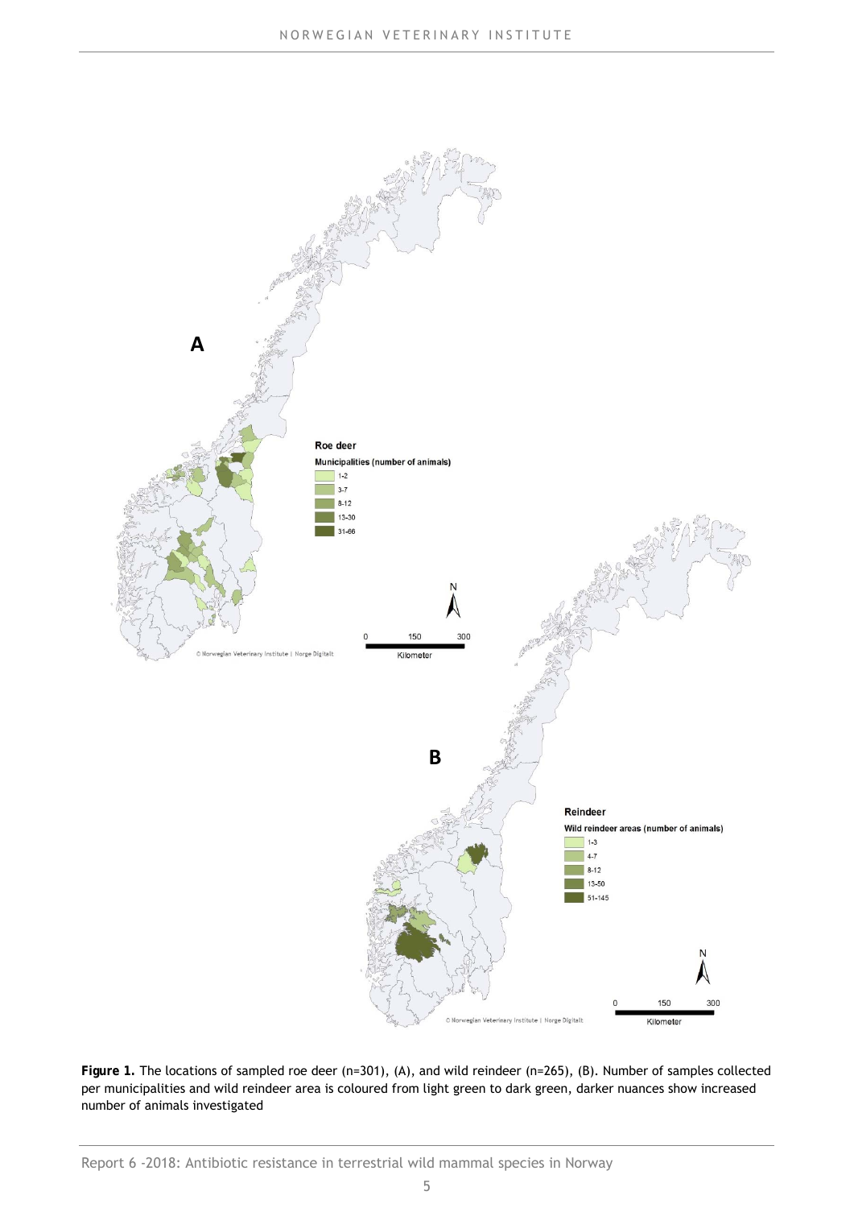**Figure 1.** The locations of sampled roe deer (n=301), (A), and wild reindeer (n=265), (B). Number of samples collected per municipalities and wild reindeer area is coloured from light green to dark green, darker nuances show increased number of animals investigated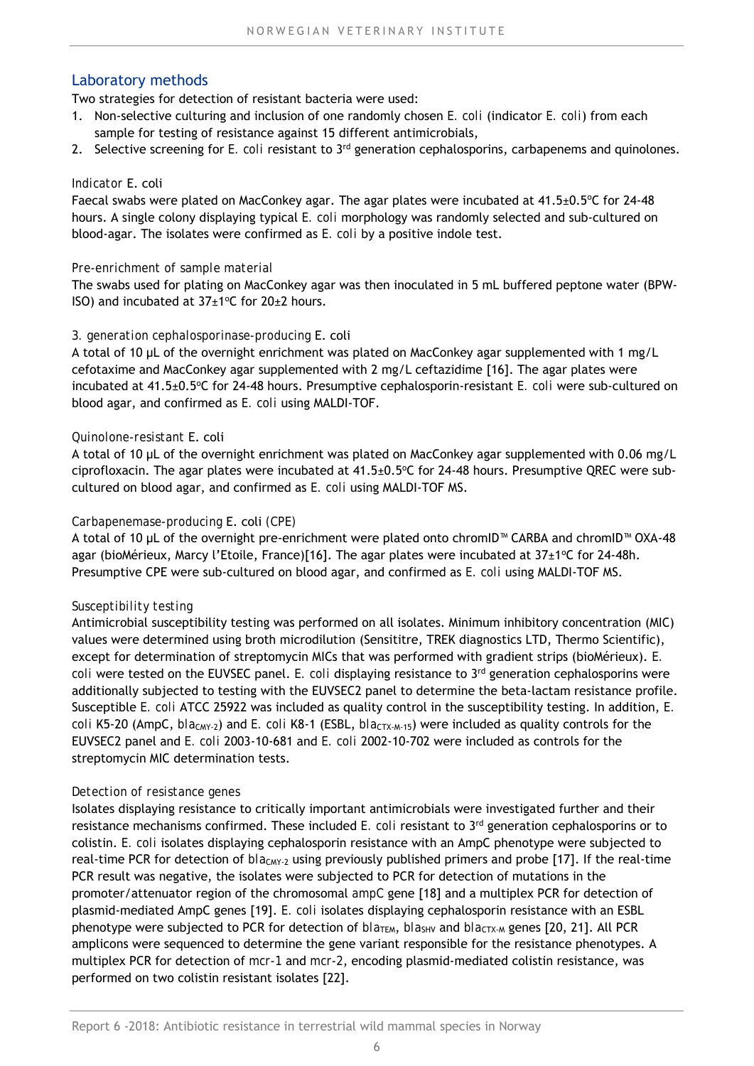## Laboratory methods

Two strategies for detection of resistant bacteria were used:

1. Non-selective culturing and inclusion of one randomly chosen *E. coli* (indicator *E. coli*) from each sample for testing of resistance against 15 different antimicrobials,
2. Selective screening for *E. coli* resistant to 3rd generation cephalosporins, carbapenems and quinolones.

### Indicator *E. coli*

Faecal swabs were plated on MacConkey agar. The agar plates were incubated at 41.5±0.5ºC for 24-48 hours. A single colony displaying typical *E. coli* morphology was randomly selected and sub-cultured on blood-agar. The isolates were confirmed as *E. coli* by a positive indole test.

### Pre-enrichment of sample material

The swabs used for plating on MacConkey agar was then inoculated in 5 mL buffered peptone water (BPW-ISO) and incubated at 37±1ºC for 20±2 hours.

### 3. generation cephalosporinase-producing *E. coli*

A total of 10 µL of the overnight enrichment was plated on MacConkey agar supplemented with 1 mg/L cefotaxime and MacConkey agar supplemented with 2 mg/L ceftazidime [16]. The agar plates were incubated at 41.5±0.5ºC for 24-48 hours. Presumptive cephalosporin-resistant *E. coli* were sub-cultured on blood agar, and confirmed as *E. coli* using MALDI-TOF.

### Quinolone-resistant *E. coli*

A total of 10 µL of the overnight enrichment was plated on MacConkey agar supplemented with 0.06 mg/L ciprofloxacin. The agar plates were incubated at 41.5±0.5ºC for 24-48 hours. Presumptive QREC were sub-cultured on blood agar, and confirmed as *E. coli* using MALDI-TOF MS.

### Carbapenemase-producing *E. coli* (CPE)

A total of 10 µL of the overnight pre-enrichment were plated onto chromID™ CARBA and chromID™ OXA-48 agar (bioMérieux, Marcy l'Etoile, France)[16]. The agar plates were incubated at 37±1ºC for 24-48h. Presumptive CPE were sub-cultured on blood agar, and confirmed as *E. coli* using MALDI-TOF MS.

### Susceptibility testing

Antimicrobial susceptibility testing was performed on all isolates. Minimum inhibitory concentration (MIC) values were determined using broth microdilution (Sensititre, TREK diagnostics LTD, Thermo Scientific), except for determination of streptomycin MICs that was performed with gradient strips (bioMérieux). *E. coli* were tested on the EUVSEC panel. *E. coli* displaying resistance to 3rd generation cephalosporins were additionally subjected to testing with the EUVSEC2 panel to determine the beta-lactam resistance profile. Susceptible *E. coli* ATCC 25922 was included as quality control in the susceptibility testing. In addition, *E. coli* K5-20 (AmpC, $bla_{CMY-2}$) and *E. coli* K8-1 (ESBL, $bla_{CTX-M-15}$) were included as quality controls for the EUVSEC2 panel and *E. coli* 2003-10-681 and *E. coli* 2002-10-702 were included as controls for the streptomycin MIC determination tests.

### Detection of resistance genes

Isolates displaying resistance to critically important antimicrobials were investigated further and their resistance mechanisms confirmed. These included *E. coli* resistant to 3rd generation cephalosporins or to colistin. *E. coli* isolates displaying cephalosporin resistance with an AmpC phenotype were subjected to real-time PCR for detection of $bla_{CMY-2}$ using previously published primers and probe [17]. If the real-time PCR result was negative, the isolates were subjected to PCR for detection of mutations in the promoter/attenuator region of the chromosomal *ampC* gene [18] and a multiplex PCR for detection of plasmid-mediated AmpC genes [19]. *E. coli* isolates displaying cephalosporin resistance with an ESBL phenotype were subjected to PCR for detection of $bla_{TEM}$, $bla_{SHV}$ and $bla_{CTX-M}$ genes [20, 21]. All PCR amplicons were sequenced to determine the gene variant responsible for the resistance phenotypes. A multiplex PCR for detection of *mcr-1* and *mcr-2*, encoding plasmid-mediated colistin resistance, was performed on two colistin resistant isolates [22].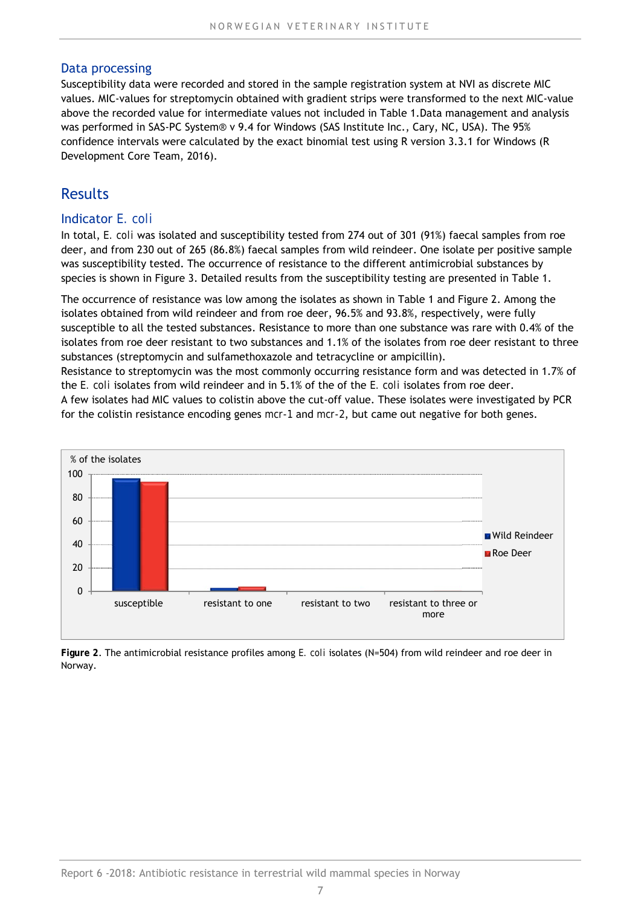## Data processing

Susceptibility data were recorded and stored in the sample registration system at NVI as discrete MIC values. MIC-values for streptomycin obtained with gradient strips were transformed to the next MIC-value above the recorded value for intermediate values not included in Table 1.Data management and analysis was performed in SAS-PC System® v 9.4 for Windows (SAS Institute Inc., Cary, NC, USA). The 95% confidence intervals were calculated by the exact binomial test using R version 3.3.1 for Windows (R Development Core Team, 2016).

# Results

## Indicator *E. coli*

In total, *E. coli* was isolated and susceptibility tested from 274 out of 301 (91%) faecal samples from roe deer, and from 230 out of 265 (86.8%) faecal samples from wild reindeer. One isolate per positive sample was susceptibility tested. The occurrence of resistance to the different antimicrobial substances by species is shown in Figure 3. Detailed results from the susceptibility testing are presented in Table 1.

The occurrence of resistance was low among the isolates as shown in Table 1 and Figure 2. Among the isolates obtained from wild reindeer and from roe deer, 96.5% and 93.8%, respectively, were fully susceptible to all the tested substances. Resistance to more than one substance was rare with 0.4% of the isolates from roe deer resistant to two substances and 1.1% of the isolates from roe deer resistant to three substances (streptomycin and sulfamethoxazole and tetracycline or ampicillin).
Resistance to streptomycin was the most commonly occurring resistance form and was detected in 1.7% of the *E. coli* isolates from wild reindeer and in 5.1% of the of the *E. coli* isolates from roe deer.
A few isolates had MIC values to colistin above the cut-off value. These isolates were investigated by PCR for the colistin resistance encoding genes *mcr-1* and *mcr-2*, but came out negative for both genes.

**Figure 2**. The antimicrobial resistance profiles among *E. coli* isolates (N=504) from wild reindeer and roe deer in Norway.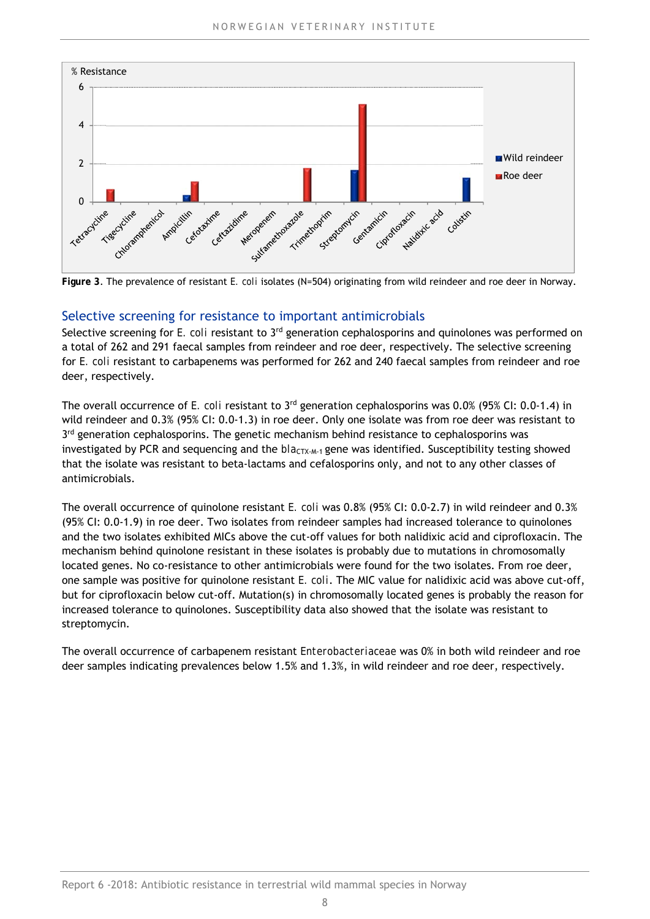**Figure 3**. The prevalence of resistant *E. coli* isolates (N=504) originating from wild reindeer and roe deer in Norway.

## Selective screening for resistance to important antimicrobials

Selective screening for *E. coli* resistant to 3rd generation cephalosporins and quinolones was performed on a total of 262 and 291 faecal samples from reindeer and roe deer, respectively. The selective screening for *E. coli* resistant to carbapenems was performed for 262 and 240 faecal samples from reindeer and roe deer, respectively.

The overall occurrence of *E. coli* resistant to 3rd generation cephalosporins was 0.0% (95% CI: 0.0-1.4) in wild reindeer and 0.3% (95% CI: 0.0-1.3) in roe deer. Only one isolate was from roe deer was resistant to 3rd generation cephalosporins. The genetic mechanism behind resistance to cephalosporins was investigated by PCR and sequencing and the $bla_{CTX\text{-}M\text{-}1}$ gene was identified. Susceptibility testing showed that the isolate was resistant to beta-lactams and cefalosporins only, and not to any other classes of antimicrobials.

The overall occurrence of quinolone resistant *E. coli* was 0.8% (95% CI: 0.0-2.7) in wild reindeer and 0.3% (95% CI: 0.0-1.9) in roe deer. Two isolates from reindeer samples had increased tolerance to quinolones and the two isolates exhibited MICs above the cut-off values for both nalidixic acid and ciprofloxacin. The mechanism behind quinolone resistant in these isolates is probably due to mutations in chromosomally located genes. No co-resistance to other antimicrobials were found for the two isolates. From roe deer, one sample was positive for quinolone resistant *E. coli*. The MIC value for nalidixic acid was above cut-off, but for ciprofloxacin below cut-off. Mutation(s) in chromosomally located genes is probably the reason for increased tolerance to quinolones. Susceptibility data also showed that the isolate was resistant to streptomycin.

The overall occurrence of carbapenem resistant *Enterobacteriaceae* was 0% in both wild reindeer and roe deer samples indicating prevalences below 1.5% and 1.3%, in wild reindeer and roe deer, respectively.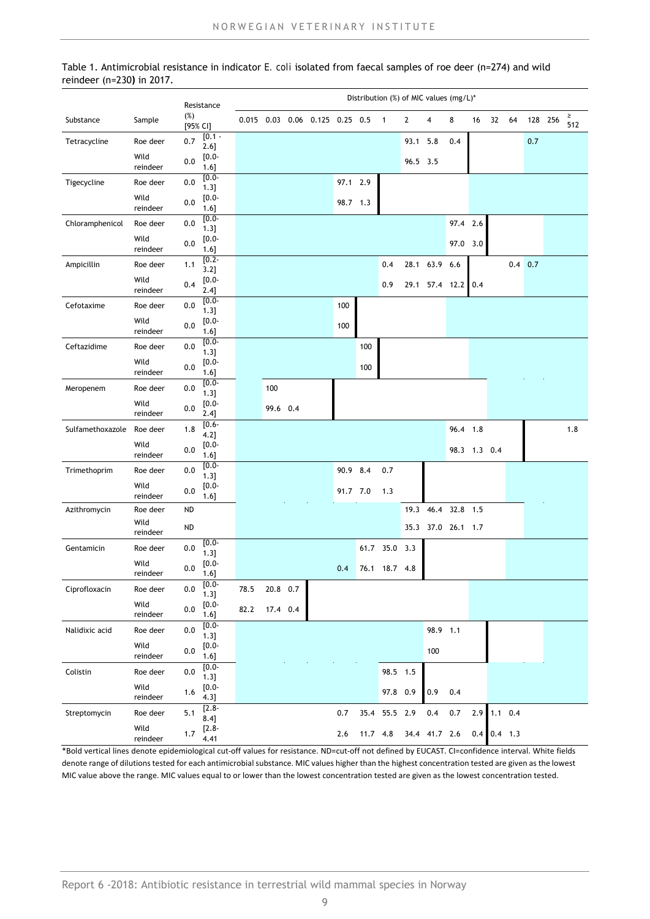Table 1. Antimicrobial resistance in indicator E. coli isolated from faecal samples of roe deer (n=274) and wild reindeer (n=230) in 2017.

| Substance | Sample | Resistance (%) [95% CI] | Distribution (%) of MIC values (mg/L)* | | | | | | | | | | | | | | | |
|---|---|---|---|---|---|---|---|---|---|---|---|---|---|---|---|---|---|---|
| | | | 0.015 | 0.03 | 0.06 | 0.125 | 0.25 | 0.5 | 1 | 2 | 4 | 8 | 16 | 32 | 64 | 128 | 256 | ≥ 512 |
| Tetracycline | Roe deer | 0.7 [0.1 - 2.6] | | | | | | | | 93.1 | 5.8 | 0.4 | | | | 0.7 | | |
| | Wild reindeer | 0.0 [0.0-1.6] | | | | | | | | 96.5 | 3.5 | | | | | | | |
| Tigecycline | Roe deer | 0.0 [0.0-1.3] | | | | | 97.1 | 2.9 | | | | | | | | | | |
| | Wild reindeer | 0.0 [0.0-1.6] | | | | | 98.7 | 1.3 | | | | | | | | | | |
| Chloramphenicol | Roe deer | 0.0 [0.0-1.3] | | | | | | | | | | 97.4 | 2.6 | | | | | |
| | Wild reindeer | 0.0 [0.0-1.6] | | | | | | | | | | 97.0 | 3.0 | | | | | |
| Ampicillin | Roe deer | 1.1 [0.2-3.2] | | | | | | | 0.4 | 28.1 | 63.9 | 6.6 | | | 0.4 | 0.7 | | |
| | Wild reindeer | 0.4 [0.0-2.4] | | | | | | | 0.9 | 29.1 | 57.4 | 12.2 | 0.4 | | | | | |
| Cefotaxime | Roe deer | 0.0 [0.0-1.3] | | | | | 100 | | | | | | | | | | | |
| | Wild reindeer | 0.0 [0.0-1.6] | | | | | 100 | | | | | | | | | | | |
| Ceftazidime | Roe deer | 0.0 [0.0-1.3] | | | | | | 100 | | | | | | | | | | |
| | Wild reindeer | 0.0 [0.0-1.6] | | | | | | 100 | | | | | | | | | | |
| Meropenem | Roe deer | 0.0 [0.0-1.3] | | 100 | | | | | | | | | | | | | | |
| | Wild reindeer | 0.0 [0.0-2.4] | | 99.6 | 0.4 | | | | | | | | | | | | | |
| Sulfamethoxazole | Roe deer | 1.8 [0.6-4.2] | | | | | | | | | | 96.4 | 1.8 | | | | | 1.8 |
| | Wild reindeer | 0.0 [0.0-1.6] | | | | | | | | | | 98.3 | 1.3 | 0.4 | | | | |
| Trimethoprim | Roe deer | 0.0 [0.0-1.3] | | | | | 90.9 | 8.4 | 0.7 | | | | | | | | | |
| | Wild reindeer | 0.0 [0.0-1.6] | | | | | 91.7 | 7.0 | 1.3 | | | | | | | | | |
| Azithromycin | Roe deer | ND | | | | | | | | 19.3 | 46.4 | 32.8 | 1.5 | | | | | |
| | Wild reindeer | ND | | | | | | | | 35.3 | 37.0 | 26.1 | 1.7 | | | | | |
| Gentamicin | Roe deer | 0.0 [0.0-1.3] | | | | | | 61.7 | 35.0 | 3.3 | | | | | | | | |
| | Wild reindeer | 0.0 [0.0-1.6] | | | | | 0.4 | 76.1 | 18.7 | 4.8 | | | | | | | | |
| Ciprofloxacin | Roe deer | 0.0 [0.0-1.3] | 78.5 | 20.8 | 0.7 | | | | | | | | | | | | | |
| | Wild reindeer | 0.0 [0.0-1.6] | 82.2 | 17.4 | 0.4 | | | | | | | | | | | | | |
| Nalidixic acid | Roe deer | 0.0 [0.0-1.3] | | | | | | | | | 98.9 | 1.1 | | | | | | |
| | Wild reindeer | 0.0 [0.0-1.6] | | | | | | | | | 100 | | | | | | | |
| Colistin | Roe deer | 0.0 [0.0-1.3] | | | | | | | 98.5 | 1.5 | | | | | | | | |
| | Wild reindeer | 1.6 [0.0-4.3] | | | | | | | 97.8 | 0.9 | 0.9 | 0.4 | | | | | | |
| Streptomycin | Roe deer | 5.1 [2.8-8.4] | | | | | 0.7 | 35.4 | 55.5 | 2.9 | 0.4 | 0.7 | 2.9 | 1.1 | 0.4 | | | |
| | Wild reindeer | 1.7 [2.8-4.41 | | | | | 2.6 | 11.7 | 4.8 | 34.4 | 41.7 | 2.6 | 0.4 | 0.4 | 1.3 | | | |

*Bold vertical lines denote epidemiological cut-off values for resistance. ND=cut-off not defined by EUCAST. CI=confidence interval. White fields denote range of dilutions tested for each antimicrobial substance. MIC values higher than the highest concentration tested are given as the lowest MIC value above the range. MIC values equal to or lower than the lowest concentration tested are given as the lowest concentration tested.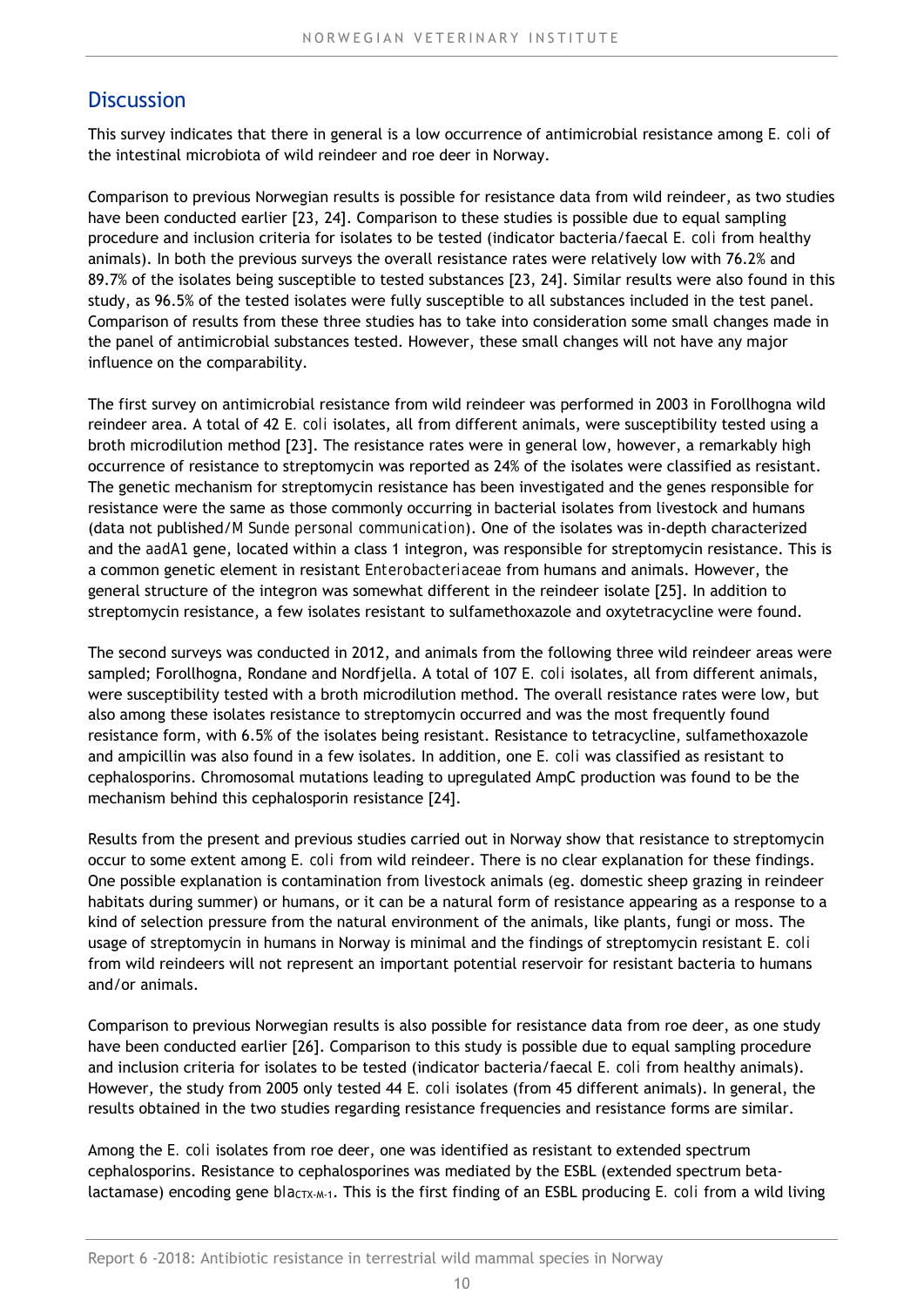## Discussion

This survey indicates that there in general is a low occurrence of antimicrobial resistance among *E. coli* of the intestinal microbiota of wild reindeer and roe deer in Norway.

Comparison to previous Norwegian results is possible for resistance data from wild reindeer, as two studies have been conducted earlier [23, 24]. Comparison to these studies is possible due to equal sampling procedure and inclusion criteria for isolates to be tested (indicator bacteria/faecal *E. coli* from healthy animals). In both the previous surveys the overall resistance rates were relatively low with 76.2% and 89.7% of the isolates being susceptible to tested substances [23, 24]. Similar results were also found in this study, as 96.5% of the tested isolates were fully susceptible to all substances included in the test panel. Comparison of results from these three studies has to take into consideration some small changes made in the panel of antimicrobial substances tested. However, these small changes will not have any major influence on the comparability.

The first survey on antimicrobial resistance from wild reindeer was performed in 2003 in Forollhogna wild reindeer area. A total of 42 *E. coli* isolates, all from different animals, were susceptibility tested using a broth microdilution method [23]. The resistance rates were in general low, however, a remarkably high occurrence of resistance to streptomycin was reported as 24% of the isolates were classified as resistant. The genetic mechanism for streptomycin resistance has been investigated and the genes responsible for resistance were the same as those commonly occurring in bacterial isolates from livestock and humans (data not published/*M Sunde personal communication*). One of the isolates was in-depth characterized and the *aadA1* gene, located within a class 1 integron, was responsible for streptomycin resistance. This is a common genetic element in resistant *Enterobacteriaceae* from humans and animals. However, the general structure of the integron was somewhat different in the reindeer isolate [25]. In addition to streptomycin resistance, a few isolates resistant to sulfamethoxazole and oxytetracycline were found.

The second surveys was conducted in 2012, and animals from the following three wild reindeer areas were sampled; Forollhogna, Rondane and Nordfjella. A total of 107 *E. coli* isolates, all from different animals, were susceptibility tested with a broth microdilution method. The overall resistance rates were low, but also among these isolates resistance to streptomycin occurred and was the most frequently found resistance form, with 6.5% of the isolates being resistant. Resistance to tetracycline, sulfamethoxazole and ampicillin was also found in a few isolates. In addition, one *E. coli* was classified as resistant to cephalosporins. Chromosomal mutations leading to upregulated AmpC production was found to be the mechanism behind this cephalosporin resistance [24].

Results from the present and previous studies carried out in Norway show that resistance to streptomycin occur to some extent among *E. coli* from wild reindeer. There is no clear explanation for these findings. One possible explanation is contamination from livestock animals (eg. domestic sheep grazing in reindeer habitats during summer) or humans, or it can be a natural form of resistance appearing as a response to a kind of selection pressure from the natural environment of the animals, like plants, fungi or moss. The usage of streptomycin in humans in Norway is minimal and the findings of streptomycin resistant *E. coli* from wild reindeers will not represent an important potential reservoir for resistant bacteria to humans and/or animals.

Comparison to previous Norwegian results is also possible for resistance data from roe deer, as one study have been conducted earlier [26]. Comparison to this study is possible due to equal sampling procedure and inclusion criteria for isolates to be tested (indicator bacteria/faecal *E. coli* from healthy animals). However, the study from 2005 only tested 44 *E. coli* isolates (from 45 different animals). In general, the results obtained in the two studies regarding resistance frequencies and resistance forms are similar.

Among the *E. coli* isolates from roe deer, one was identified as resistant to extended spectrum cephalosporins. Resistance to cephalosporines was mediated by the ESBL (extended spectrum beta-lactamase) encoding gene $bla_{CTX-M-1}$. This is the first finding of an ESBL producing *E. coli* from a wild living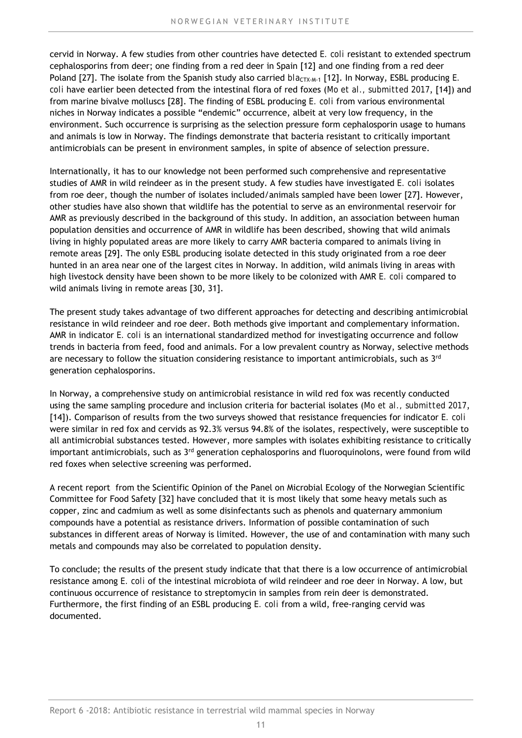cervid in Norway. A few studies from other countries have detected *E. coli* resistant to extended spectrum cephalosporins from deer; one finding from a red deer in Spain [12] and one finding from a red deer Poland [27]. The isolate from the Spanish study also carried $bla_{CTX-M-1}$ [12]. In Norway, ESBL producing *E. coli* have earlier been detected from the intestinal flora of red foxes (Mo *et al., submitted* 2017, [14]) and from marine bivalve molluscs [28]. The finding of ESBL producing *E. coli* from various environmental niches in Norway indicates a possible "endemic" occurrence, albeit at very low frequency, in the environment. Such occurrence is surprising as the selection pressure form cephalosporin usage to humans and animals is low in Norway. The findings demonstrate that bacteria resistant to critically important antimicrobials can be present in environment samples, in spite of absence of selection pressure.

Internationally, it has to our knowledge not been performed such comprehensive and representative studies of AMR in wild reindeer as in the present study. A few studies have investigated *E. coli* isolates from roe deer, though the number of isolates included/animals sampled have been lower [27]. However, other studies have also shown that wildlife has the potential to serve as an environmental reservoir for AMR as previously described in the background of this study. In addition, an association between human population densities and occurrence of AMR in wildlife has been described, showing that wild animals living in highly populated areas are more likely to carry AMR bacteria compared to animals living in remote areas [29]. The only ESBL producing isolate detected in this study originated from a roe deer hunted in an area near one of the largest cites in Norway. In addition, wild animals living in areas with high livestock density have been shown to be more likely to be colonized with AMR *E. coli* compared to wild animals living in remote areas [30, 31].

The present study takes advantage of two different approaches for detecting and describing antimicrobial resistance in wild reindeer and roe deer. Both methods give important and complementary information. AMR in indicator *E. coli* is an international standardized method for investigating occurrence and follow trends in bacteria from feed, food and animals. For a low prevalent country as Norway, selective methods are necessary to follow the situation considering resistance to important antimicrobials, such as 3rd generation cephalosporins.

In Norway, a comprehensive study on antimicrobial resistance in wild red fox was recently conducted using the same sampling procedure and inclusion criteria for bacterial isolates (Mo *et al., submitted* 2017, [14]). Comparison of results from the two surveys showed that resistance frequencies for indicator *E. coli* were similar in red fox and cervids as 92.3% versus 94.8% of the isolates, respectively, were susceptible to all antimicrobial substances tested. However, more samples with isolates exhibiting resistance to critically important antimicrobials, such as 3rd generation cephalosporins and fluoroquinolons, were found from wild red foxes when selective screening was performed.

A recent report from the Scientific Opinion of the Panel on Microbial Ecology of the Norwegian Scientific Committee for Food Safety [32] have concluded that it is most likely that some heavy metals such as copper, zinc and cadmium as well as some disinfectants such as phenols and quaternary ammonium compounds have a potential as resistance drivers. Information of possible contamination of such substances in different areas of Norway is limited. However, the use of and contamination with many such metals and compounds may also be correlated to population density.

To conclude; the results of the present study indicate that that there is a low occurrence of antimicrobial resistance among *E. coli* of the intestinal microbiota of wild reindeer and roe deer in Norway. A low, but continuous occurrence of resistance to streptomycin in samples from rein deer is demonstrated. Furthermore, the first finding of an ESBL producing *E. coli* from a wild, free-ranging cervid was documented.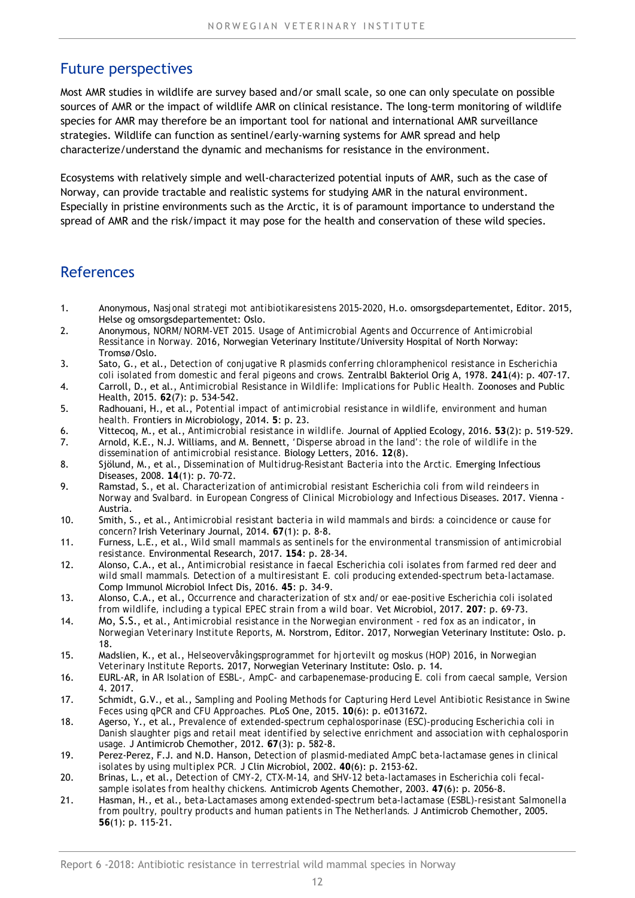## Future perspectives

Most AMR studies in wildlife are survey based and/or small scale, so one can only speculate on possible sources of AMR or the impact of wildlife AMR on clinical resistance. The long-term monitoring of wildlife species for AMR may therefore be an important tool for national and international AMR surveillance strategies. Wildlife can function as sentinel/early-warning systems for AMR spread and help characterize/understand the dynamic and mechanisms for resistance in the environment.

Ecosystems with relatively simple and well-characterized potential inputs of AMR, such as the case of Norway, can provide tractable and realistic systems for studying AMR in the natural environment. Especially in pristine environments such as the Arctic, it is of paramount importance to understand the spread of AMR and the risk/impact it may pose for the health and conservation of these wild species.

## References

1. Anonymous, *Nasjonal strategi mot antibiotikaresistens 2015-2020*, H.o. omsorgsdepartementet, Editor. 2015, Helse og omsorgsdepartementet: Oslo.
2. Anonymous, *NORM/NORM-VET 2015. Usage of Antimicrobial Agents and Occurrence of Antimicrobial Ressitance in Norway.* 2016, Norwegian Veterinary Institute/University Hospital of North Norway: Tromsø/Oslo.
3. Sato, G., et al., *Detection of conjugative R plasmids conferring chloramphenicol resistance in Escherichia coli isolated from domestic and feral pigeons and crows.* Zentralbl Bakteriol Orig A, 1978. **241**(4): p. 407-17.
4. Carroll, D., et al., *Antimicrobial Resistance in Wildlife: Implications for Public Health.* Zoonoses and Public Health, 2015. **62**(7): p. 534-542.
5. Radhouani, H., et al., *Potential impact of antimicrobial resistance in wildlife, environment and human health.* Frontiers in Microbiology, 2014. **5**: p. 23.
6. Vittecoq, M., et al., *Antimicrobial resistance in wildlife.* Journal of Applied Ecology, 2016. **53**(2): p. 519-529.
7. Arnold, K.E., N.J. Williams, and M. Bennett, *'Disperse abroad in the land': the role of wildlife in the dissemination of antimicrobial resistance.* Biology Letters, 2016. **12**(8).
8. Sjölund, M., et al., *Dissemination of Multidrug-Resistant Bacteria into the Arctic.* Emerging Infectious Diseases, 2008. **14**(1): p. 70-72.
9. Ramstad, S., et al. *Characterization of antimicrobial resistant Escherichia coli from wild reindeers in Norway and Svalbard.* in *European Congress of Clinical Microbiology and Infectious Diseases*. 2017. Vienna - Austria.
10. Smith, S., et al., *Antimicrobial resistant bacteria in wild mammals and birds: a coincidence or cause for concern?* Irish Veterinary Journal, 2014. **67**(1): p. 8-8.
11. Furness, L.E., et al., *Wild small mammals as sentinels for the environmental transmission of antimicrobial resistance.* Environmental Research, 2017. **154**: p. 28-34.
12. Alonso, C.A., et al., *Antimicrobial resistance in faecal Escherichia coli isolates from farmed red deer and wild small mammals. Detection of a multiresistant E. coli producing extended-spectrum beta-lactamase.* Comp Immunol Microbiol Infect Dis, 2016. **45**: p. 34-9.
13. Alonso, C.A., et al., *Occurrence and characterization of stx and/or eae-positive Escherichia coli isolated from wildlife, including a typical EPEC strain from a wild boar.* Vet Microbiol, 2017. **207**: p. 69-73.
14. Mo, S.S., et al., *Antimicrobial resistance in the Norwegian environment - red fox as an indicator*, in *Norwegian Veterinary Institute Reports*, M. Norstrom, Editor. 2017, Norwegian Veterinary Institute: Oslo. p. 18.
15. Madslien, K., et al., *Helseovervåkingsprogrammet for hjortevilt og moskus (HOP) 2016*, in *Norwegian Veterinary Institute Reports*. 2017, Norwegian Veterinary Institute: Oslo. p. 14.
16. EURL-AR, in *AR Isolation of ESBL-, AmpC- and carbapenemase-producing E. coli from caecal sample, Version 4*. 2017.
17. Schmidt, G.V., et al., *Sampling and Pooling Methods for Capturing Herd Level Antibiotic Resistance in Swine Feces using qPCR and CFU Approaches.* PLoS One, 2015. **10**(6): p. e0131672.
18. Agerso, Y., et al., *Prevalence of extended-spectrum cephalosporinase (ESC)-producing Escherichia coli in Danish slaughter pigs and retail meat identified by selective enrichment and association with cephalosporin usage.* J Antimicrob Chemother, 2012. **67**(3): p. 582-8.
19. Perez-Perez, F.J. and N.D. Hanson, *Detection of plasmid-mediated AmpC beta-lactamase genes in clinical isolates by using multiplex PCR.* J Clin Microbiol, 2002. **40**(6): p. 2153-62.
20. Brinas, L., et al., *Detection of CMY-2, CTX-M-14, and SHV-12 beta-lactamases in Escherichia coli fecal-sample isolates from healthy chickens.* Antimicrob Agents Chemother, 2003. **47**(6): p. 2056-8.
21. Hasman, H., et al., *beta-Lactamases among extended-spectrum beta-lactamase (ESBL)-resistant Salmonella from poultry, poultry products and human patients in The Netherlands.* J Antimicrob Chemother, 2005. **56**(1): p. 115-21.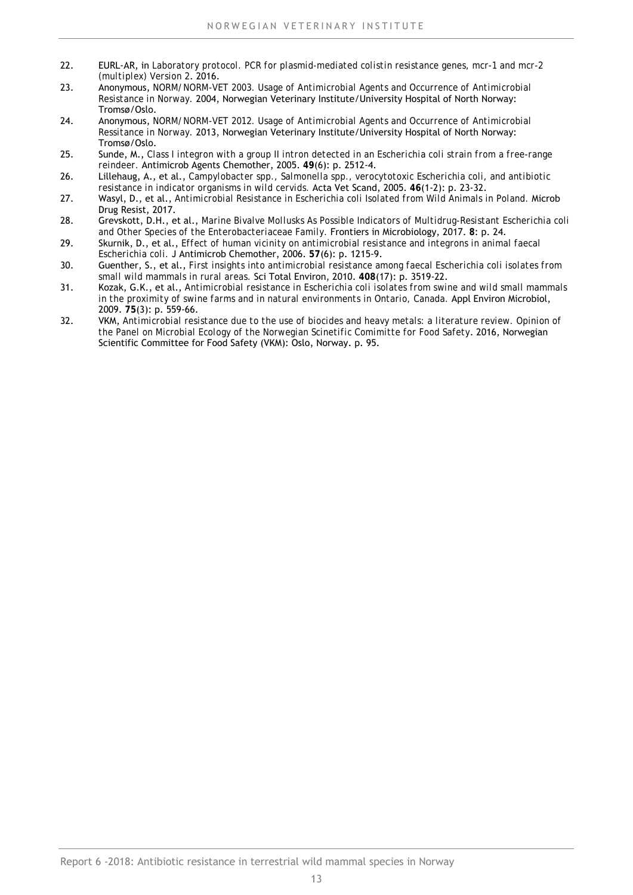22. EURL-AR, in *Laboratory protocol. PCR for plasmid-mediated colistin resistance genes, mcr-1 and mcr-2 (multiplex) Version 2*. 2016.
23. Anonymous, *NORM/NORM-VET 2003. Usage of Antimicrobial Agents and Occurrence of Antimicrobial Resistance in Norway.* 2004, Norwegian Veterinary Institute/University Hospital of North Norway: Tromsø/Oslo.
24. Anonymous, *NORM/NORM-VET 2012. Usage of Antimicrobial Agents and Occurrence of Antimicrobial Ressitance in Norway.* 2013, Norwegian Veterinary Institute/University Hospital of North Norway: Tromsø/Oslo.
25. Sunde, M., *Class I integron with a group II intron detected in an Escherichia coli strain from a free-range reindeer.* Antimicrob Agents Chemother, 2005. **49**(6): p. 2512-4.
26. Lillehaug, A., et al., *Campylobacter spp., Salmonella spp., verocytotoxic Escherichia coli, and antibiotic resistance in indicator organisms in wild cervids.* Acta Vet Scand, 2005. **46**(1-2): p. 23-32.
27. Wasyl, D., et al., *Antimicrobial Resistance in Escherichia coli Isolated from Wild Animals in Poland.* Microb Drug Resist, 2017.
28. Grevskott, D.H., et al., *Marine Bivalve Mollusks As Possible Indicators of Multidrug-Resistant Escherichia coli and Other Species of the Enterobacteriaceae Family.* Frontiers in Microbiology, 2017. **8**: p. 24.
29. Skurnik, D., et al., *Effect of human vicinity on antimicrobial resistance and integrons in animal faecal Escherichia coli.* J Antimicrob Chemother, 2006. **57**(6): p. 1215-9.
30. Guenther, S., et al., *First insights into antimicrobial resistance among faecal Escherichia coli isolates from small wild mammals in rural areas.* Sci Total Environ, 2010. **408**(17): p. 3519-22.
31. Kozak, G.K., et al., *Antimicrobial resistance in Escherichia coli isolates from swine and wild small mammals in the proximity of swine farms and in natural environments in Ontario, Canada.* Appl Environ Microbiol, 2009. **75**(3): p. 559-66.
32. VKM, *Antimicrobial resistance due to the use of biocides and heavy metals: a literature review. Opinion of the Panel on Microbial Ecology of the Norwegian Scinetific Comimitte for Food Safety*. 2016, Norwegian Scientific Committee for Food Safety (VKM): Oslo, Norway. p. 95.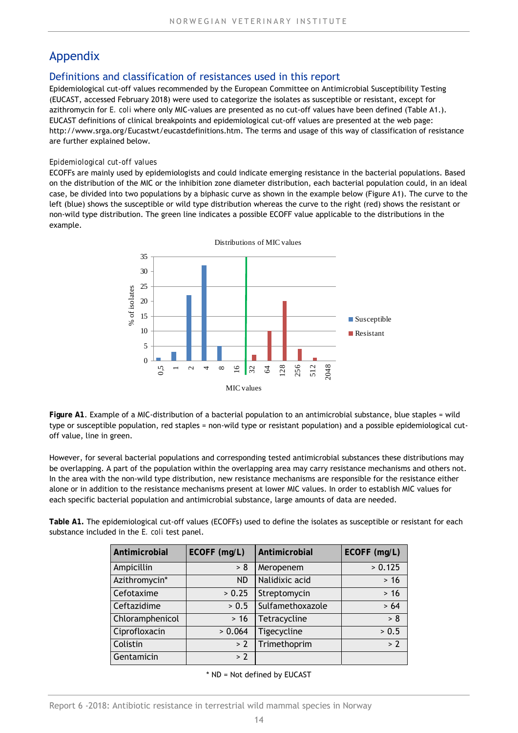# Appendix

## Definitions and classification of resistances used in this report

Epidemiological cut-off values recommended by the European Committee on Antimicrobial Susceptibility Testing (EUCAST, accessed February 2018) were used to categorize the isolates as susceptible or resistant, except for azithromycin for *E. coli* where only MIC-values are presented as no cut-off values have been defined (Table A1.). EUCAST definitions of clinical breakpoints and epidemiological cut-off values are presented at the web page: http://www.srga.org/Eucastwt/eucastdefinitions.htm. The terms and usage of this way of classification of resistance are further explained below.

### Epidemiological cut-off values

ECOFFs are mainly used by epidemiologists and could indicate emerging resistance in the bacterial populations. Based on the distribution of the MIC or the inhibition zone diameter distribution, each bacterial population could, in an ideal case, be divided into two populations by a biphasic curve as shown in the example below (Figure A1). The curve to the left (blue) shows the susceptible or wild type distribution whereas the curve to the right (red) shows the resistant or non-wild type distribution. The green line indicates a possible ECOFF value applicable to the distributions in the example.

**Figure A1**. Example of a MIC-distribution of a bacterial population to an antimicrobial substance, blue staples = wild type or susceptible population, red staples = non-wild type or resistant population) and a possible epidemiological cut-off value, line in green.

However, for several bacterial populations and corresponding tested antimicrobial substances these distributions may be overlapping. A part of the population within the overlapping area may carry resistance mechanisms and others not. In the area with the non-wild type distribution, new resistance mechanisms are responsible for the resistance either alone or in addition to the resistance mechanisms present at lower MIC values. In order to establish MIC values for each specific bacterial population and antimicrobial substance, large amounts of data are needed.

**Table A1.** The epidemiological cut-off values (ECOFFs) used to define the isolates as susceptible or resistant for each substance included in the *E. coli* test panel.

| Antimicrobial | ECOFF (mg/L) | Antimicrobial | ECOFF (mg/L) |
|---|---|---|---|
| Ampicillin | > 8 | Meropenem | > 0.125 |
| Azithromycin* | ND | Nalidixic acid | > 16 |
| Cefotaxime | > 0.25 | Streptomycin | > 16 |
| Ceftazidime | > 0.5 | Sulfamethoxazole | > 64 |
| Chloramphenicol | > 16 | Tetracycline | > 8 |
| Ciprofloxacin | > 0.064 | Tigecycline | > 0.5 |
| Colistin | > 2 | Trimethoprim | > 2 |
| Gentamicin | > 2 | | |

* ND = Not defined by EUCAST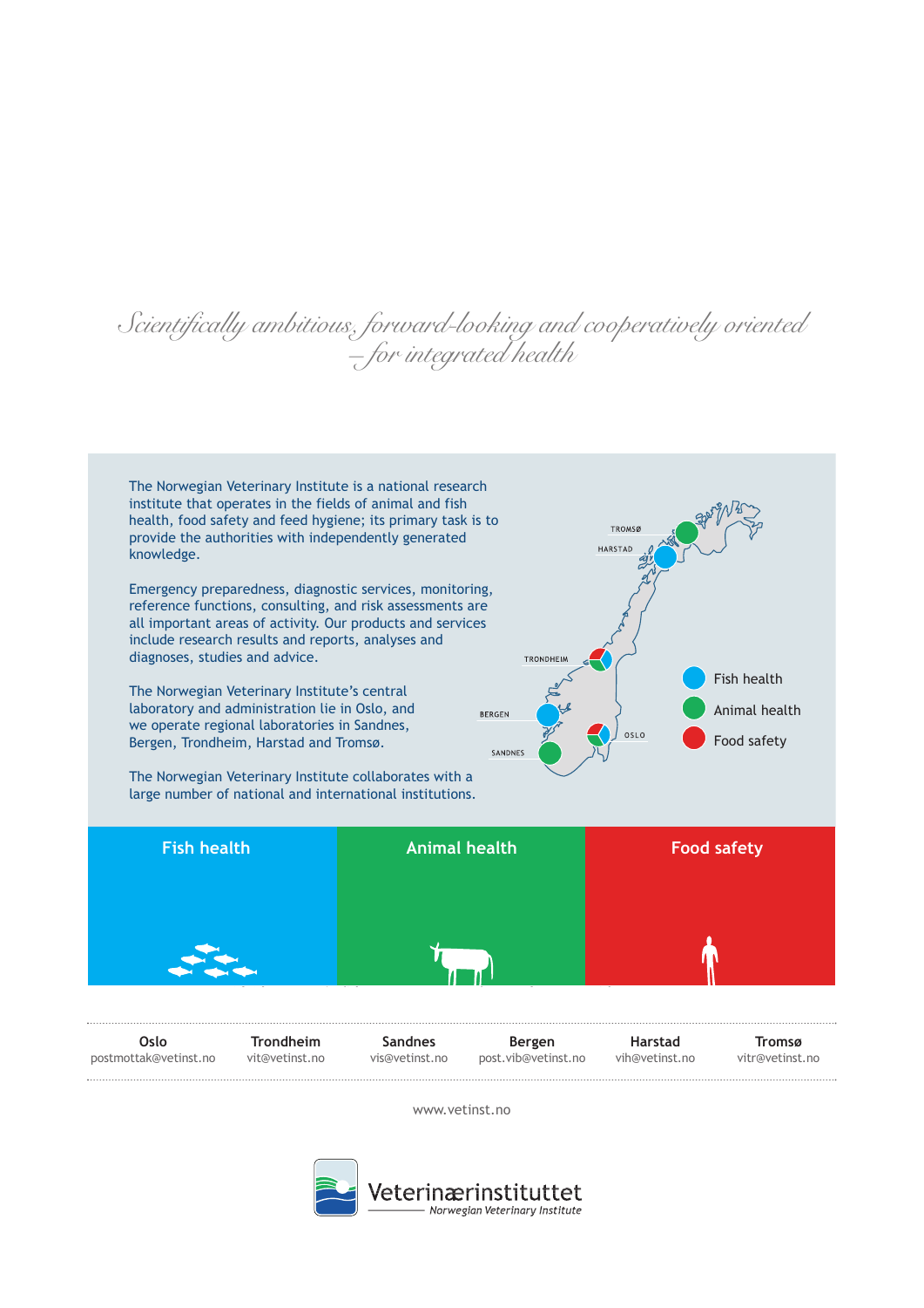*Scientifically ambitious, forward-looking and cooperatively oriented – for integrated health*

The Norwegian Veterinary Institute is a national research institute that operates in the fields of animal and fish health, food safety and feed hygiene; its primary task is to provide the authorities with independently generated knowledge.

Emergency preparedness, diagnostic services, monitoring, reference functions, consulting, and risk assessments are all important areas of activity. Our products and services include research results and reports, analyses and diagnoses, studies and advice.

The Norwegian Veterinary Institute's central laboratory and administration lie in Oslo, and we operate regional laboratories in Sandnes, Bergen, Trondheim, Harstad and Tromsø.

The Norwegian Veterinary Institute collaborates with a large number of national and international institutions.

TROMSØ
HARSTAD
TRONDHEIM
BERGEN
OSLO
SANDNES

Fish health
Animal health
Food safety

**Fish health** | **Animal health** | **Food safety**

| Oslo | Trondheim | Sandnes | Bergen | Harstad | Tromsø |
|---|---|---|---|---|---|
| postmottak@vetinst.no | vit@vetinst.no | vis@vetinst.no | post.vib@vetinst.no | vih@vetinst.no | vitr@vetinst.no |

www.vetinst.no

Veterinærinstituttet
*Norwegian Veterinary Institute*